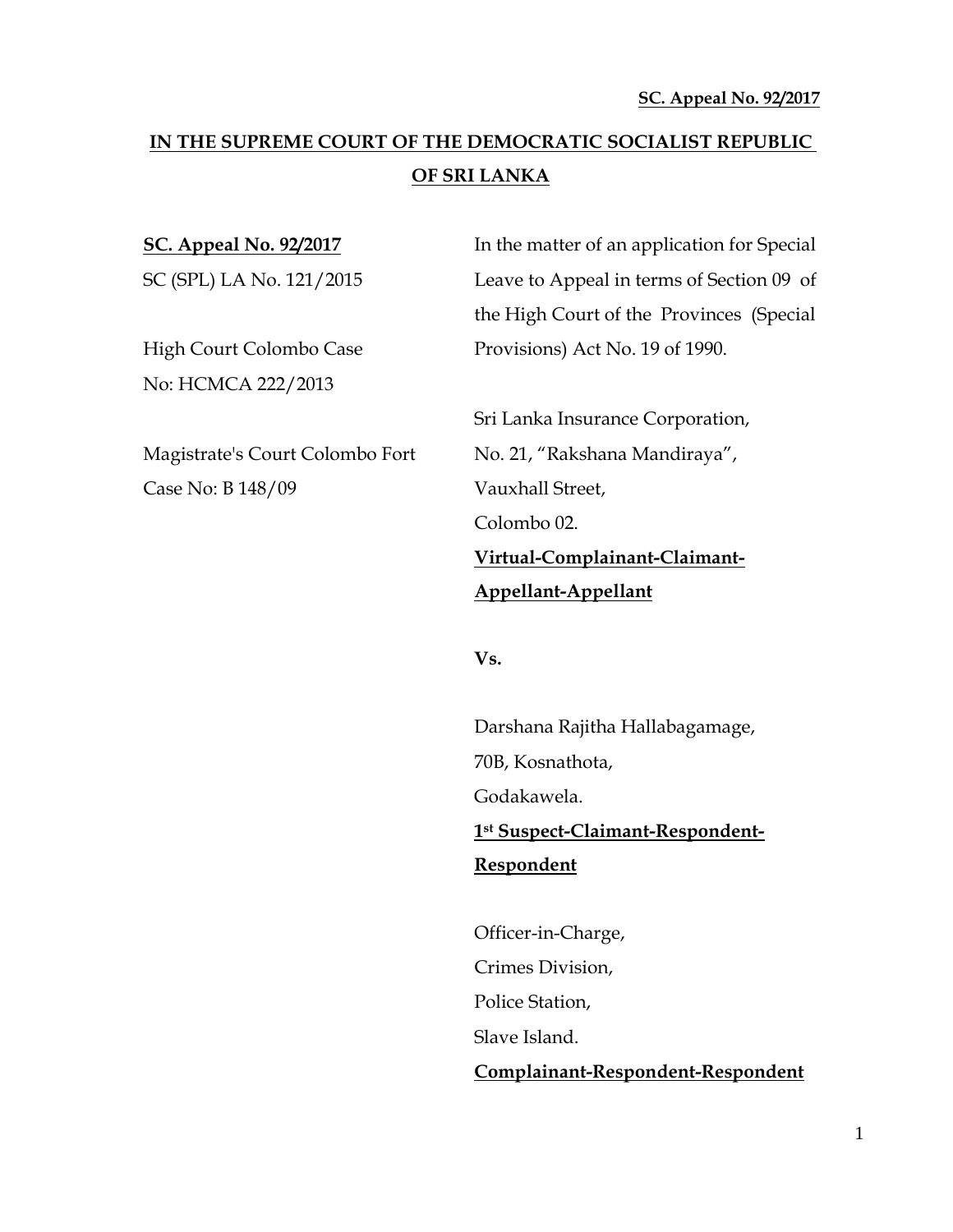**SC. Appeal No. 92/2017**

# IN THE SUPREME COURT OF THE DEMOCRATIC SOCIALIST REPUBLIC OF SRI LANKA

**SC. Appeal No. 92/2017**
SC (SPL) LA No. 121/2015

High Court Colombo Case
No: HCMCA 222/2013

Magistrate's Court Colombo Fort
Case No: B 148/09

In the matter of an application for Special Leave to Appeal in terms of Section 09 of the High Court of the Provinces (Special Provisions) Act No. 19 of 1990.

Sri Lanka Insurance Corporation,
No. 21, "Rakshana Mandiraya",
Vauxhall Street,
Colombo 02.
**Virtual-Complainant-Claimant-Appellant-Appellant**

**Vs.**

Darshana Rajitha Hallabagamage,
70B, Kosnathota,
Godakawela.
**1st Suspect-Claimant-Respondent-Respondent**

Officer-in-Charge,
Crimes Division,
Police Station,
Slave Island.
**Complainant-Respondent-Respondent**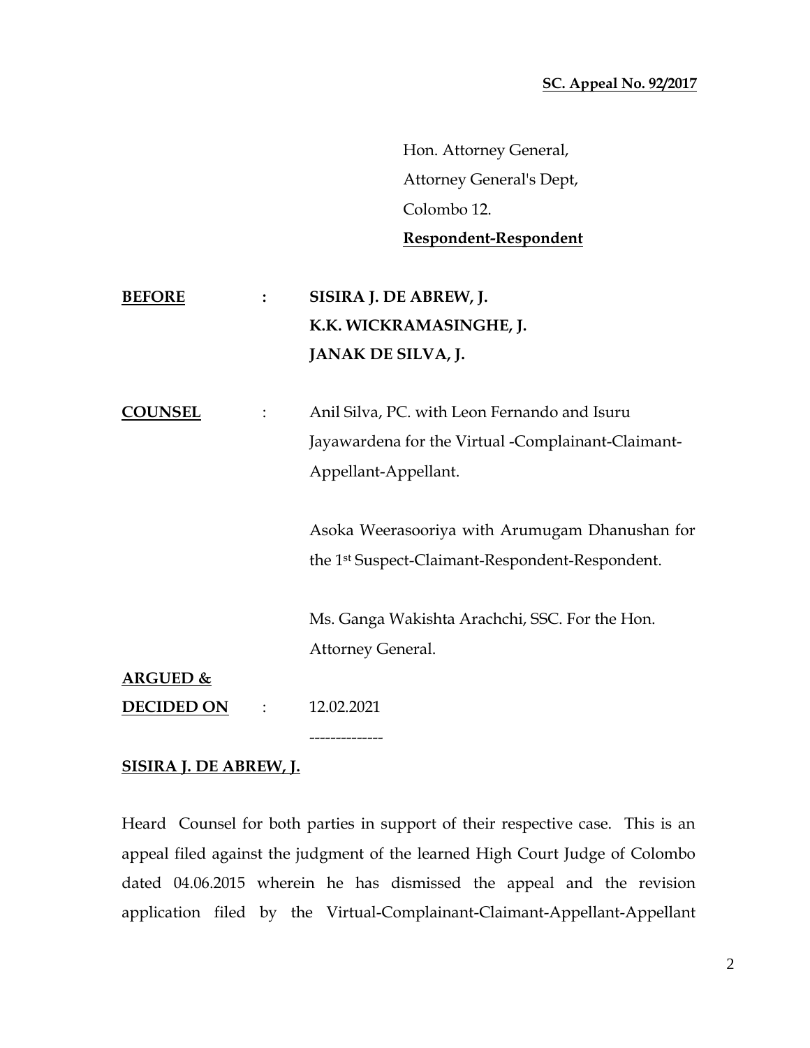**SC. Appeal No. 92/2017**

Hon. Attorney General,
Attorney General's Dept,
Colombo 12.
**Respondent-Respondent**

**BEFORE** : **SISIRA J. DE ABREW, J.**
**K.K. WICKRAMASINGHE, J.**
**JANAK DE SILVA, J.**

**COUNSEL** : Anil Silva, PC. with Leon Fernando and Isuru Jayawardena for the Virtual -Complainant-Claimant-Appellant-Appellant.

Asoka Weerasooriya with Arumugam Dhanushan for the 1st Suspect-Claimant-Respondent-Respondent.

Ms. Ganga Wakishta Arachchi, SSC. For the Hon. Attorney General.

**ARGUED &**
**DECIDED ON** : 12.02.2021

--------------

**SISIRA J. DE ABREW, J.**

Heard Counsel for both parties in support of their respective case. This is an appeal filed against the judgment of the learned High Court Judge of Colombo dated 04.06.2015 wherein he has dismissed the appeal and the revision application filed by the Virtual-Complainant-Claimant-Appellant-Appellant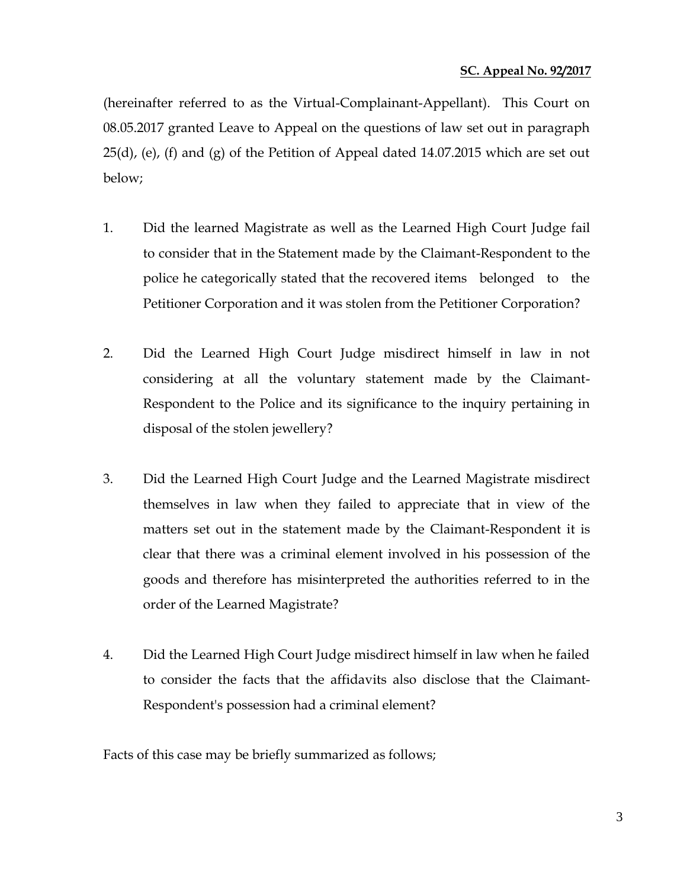(hereinafter referred to as the Virtual-Complainant-Appellant). This Court on 08.05.2017 granted Leave to Appeal on the questions of law set out in paragraph 25(d), (e), (f) and (g) of the Petition of Appeal dated 14.07.2015 which are set out below;

1. Did the learned Magistrate as well as the Learned High Court Judge fail to consider that in the Statement made by the Claimant-Respondent to the police he categorically stated that the recovered items belonged to the Petitioner Corporation and it was stolen from the Petitioner Corporation?

2. Did the Learned High Court Judge misdirect himself in law in not considering at all the voluntary statement made by the Claimant-Respondent to the Police and its significance to the inquiry pertaining in disposal of the stolen jewellery?

3. Did the Learned High Court Judge and the Learned Magistrate misdirect themselves in law when they failed to appreciate that in view of the matters set out in the statement made by the Claimant-Respondent it is clear that there was a criminal element involved in his possession of the goods and therefore has misinterpreted the authorities referred to in the order of the Learned Magistrate?

4. Did the Learned High Court Judge misdirect himself in law when he failed to consider the facts that the affidavits also disclose that the Claimant-Respondent's possession had a criminal element?

Facts of this case may be briefly summarized as follows;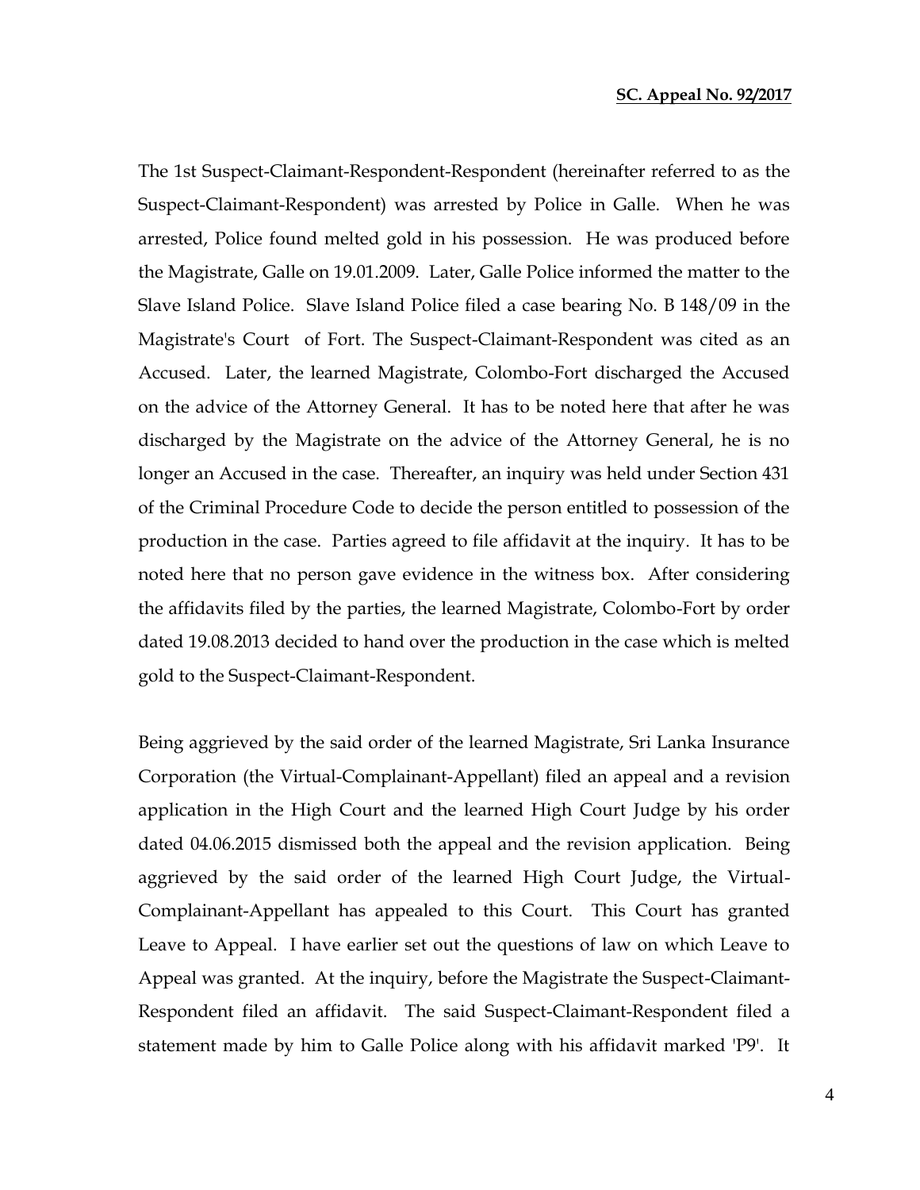The 1st Suspect-Claimant-Respondent-Respondent (hereinafter referred to as the Suspect-Claimant-Respondent) was arrested by Police in Galle. When he was arrested, Police found melted gold in his possession. He was produced before the Magistrate, Galle on 19.01.2009. Later, Galle Police informed the matter to the Slave Island Police. Slave Island Police filed a case bearing No. B 148/09 in the Magistrate's Court of Fort. The Suspect-Claimant-Respondent was cited as an Accused. Later, the learned Magistrate, Colombo-Fort discharged the Accused on the advice of the Attorney General. It has to be noted here that after he was discharged by the Magistrate on the advice of the Attorney General, he is no longer an Accused in the case. Thereafter, an inquiry was held under Section 431 of the Criminal Procedure Code to decide the person entitled to possession of the production in the case. Parties agreed to file affidavit at the inquiry. It has to be noted here that no person gave evidence in the witness box. After considering the affidavits filed by the parties, the learned Magistrate, Colombo-Fort by order dated 19.08.2013 decided to hand over the production in the case which is melted gold to the Suspect-Claimant-Respondent.

Being aggrieved by the said order of the learned Magistrate, Sri Lanka Insurance Corporation (the Virtual-Complainant-Appellant) filed an appeal and a revision application in the High Court and the learned High Court Judge by his order dated 04.06.2015 dismissed both the appeal and the revision application. Being aggrieved by the said order of the learned High Court Judge, the Virtual-Complainant-Appellant has appealed to this Court. This Court has granted Leave to Appeal. I have earlier set out the questions of law on which Leave to Appeal was granted. At the inquiry, before the Magistrate the Suspect-Claimant-Respondent filed an affidavit. The said Suspect-Claimant-Respondent filed a statement made by him to Galle Police along with his affidavit marked 'P9'. It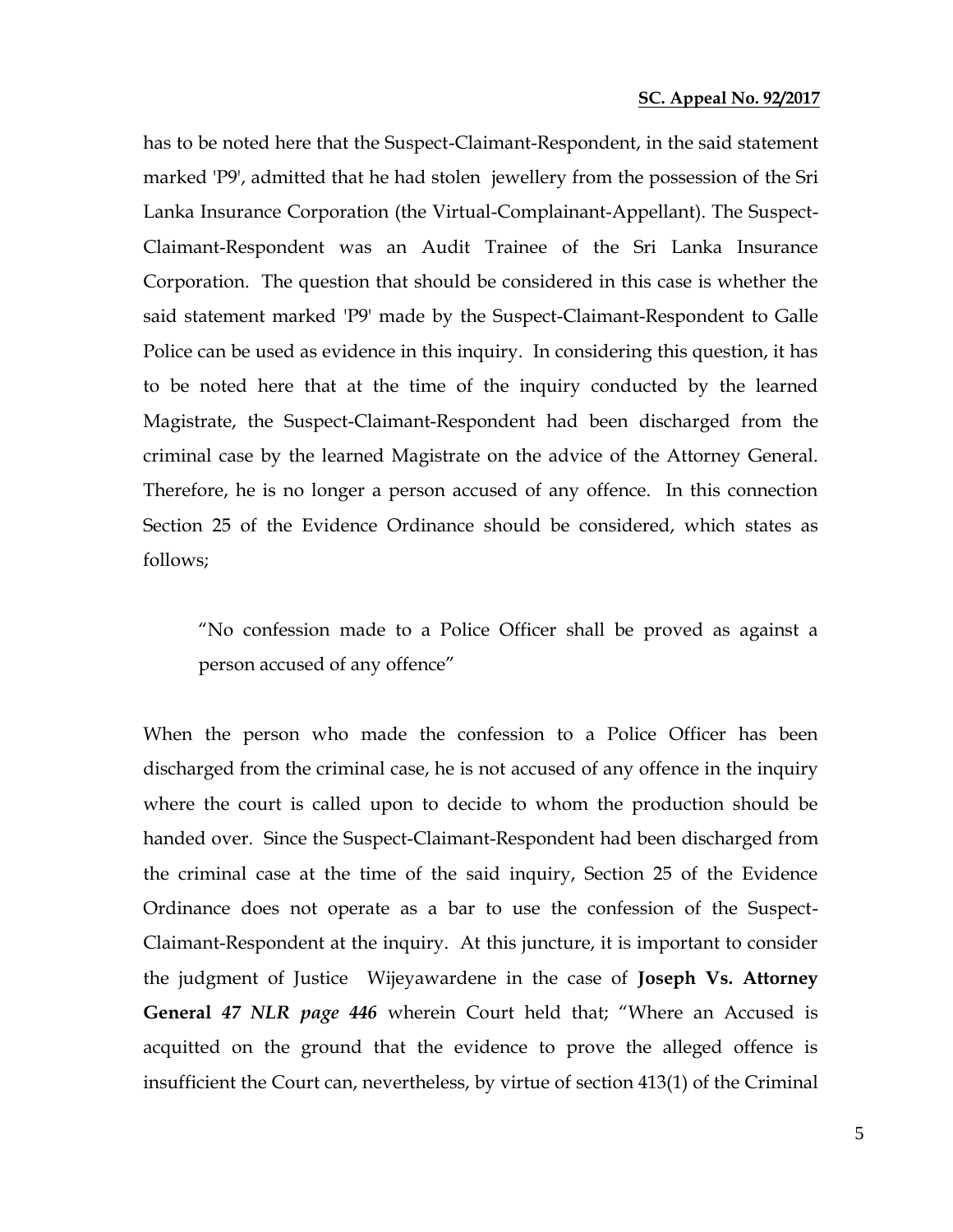has to be noted here that the Suspect-Claimant-Respondent, in the said statement marked 'P9', admitted that he had stolen jewellery from the possession of the Sri Lanka Insurance Corporation (the Virtual-Complainant-Appellant). The Suspect-Claimant-Respondent was an Audit Trainee of the Sri Lanka Insurance Corporation. The question that should be considered in this case is whether the said statement marked 'P9' made by the Suspect-Claimant-Respondent to Galle Police can be used as evidence in this inquiry. In considering this question, it has to be noted here that at the time of the inquiry conducted by the learned Magistrate, the Suspect-Claimant-Respondent had been discharged from the criminal case by the learned Magistrate on the advice of the Attorney General. Therefore, he is no longer a person accused of any offence. In this connection Section 25 of the Evidence Ordinance should be considered, which states as follows;

> "No confession made to a Police Officer shall be proved as against a person accused of any offence"

When the person who made the confession to a Police Officer has been discharged from the criminal case, he is not accused of any offence in the inquiry where the court is called upon to decide to whom the production should be handed over. Since the Suspect-Claimant-Respondent had been discharged from the criminal case at the time of the said inquiry, Section 25 of the Evidence Ordinance does not operate as a bar to use the confession of the Suspect-Claimant-Respondent at the inquiry. At this juncture, it is important to consider the judgment of Justice Wijeyawardene in the case of **Joseph Vs. Attorney General** ***47 NLR page 446*** wherein Court held that; "Where an Accused is acquitted on the ground that the evidence to prove the alleged offence is insufficient the Court can, nevertheless, by virtue of section 413(1) of the Criminal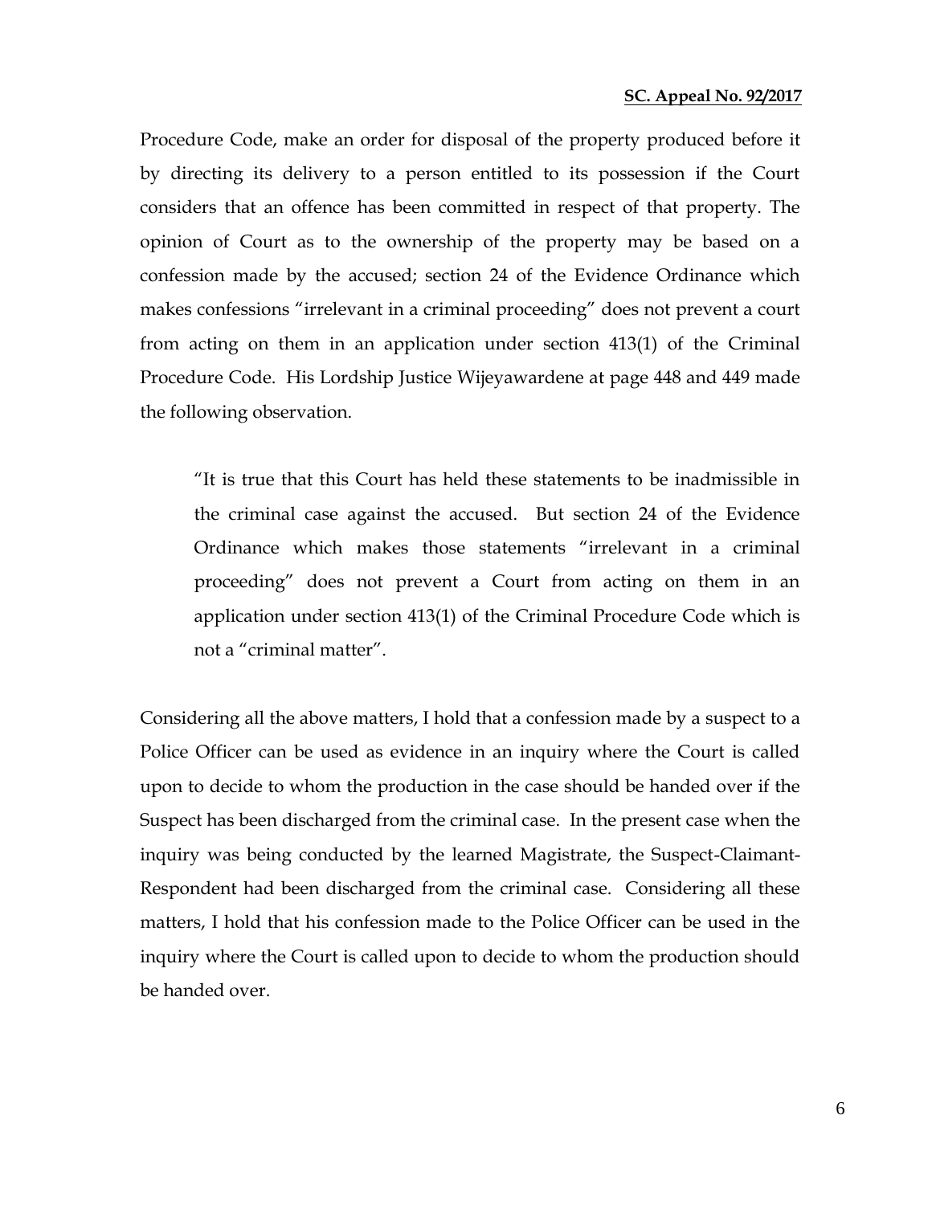Procedure Code, make an order for disposal of the property produced before it by directing its delivery to a person entitled to its possession if the Court considers that an offence has been committed in respect of that property. The opinion of Court as to the ownership of the property may be based on a confession made by the accused; section 24 of the Evidence Ordinance which makes confessions "irrelevant in a criminal proceeding" does not prevent a court from acting on them in an application under section 413(1) of the Criminal Procedure Code. His Lordship Justice Wijeyawardene at page 448 and 449 made the following observation.

> "It is true that this Court has held these statements to be inadmissible in the criminal case against the accused. But section 24 of the Evidence Ordinance which makes those statements "irrelevant in a criminal proceeding" does not prevent a Court from acting on them in an application under section 413(1) of the Criminal Procedure Code which is not a "criminal matter".

Considering all the above matters, I hold that a confession made by a suspect to a Police Officer can be used as evidence in an inquiry where the Court is called upon to decide to whom the production in the case should be handed over if the Suspect has been discharged from the criminal case. In the present case when the inquiry was being conducted by the learned Magistrate, the Suspect-Claimant-Respondent had been discharged from the criminal case. Considering all these matters, I hold that his confession made to the Police Officer can be used in the inquiry where the Court is called upon to decide to whom the production should be handed over.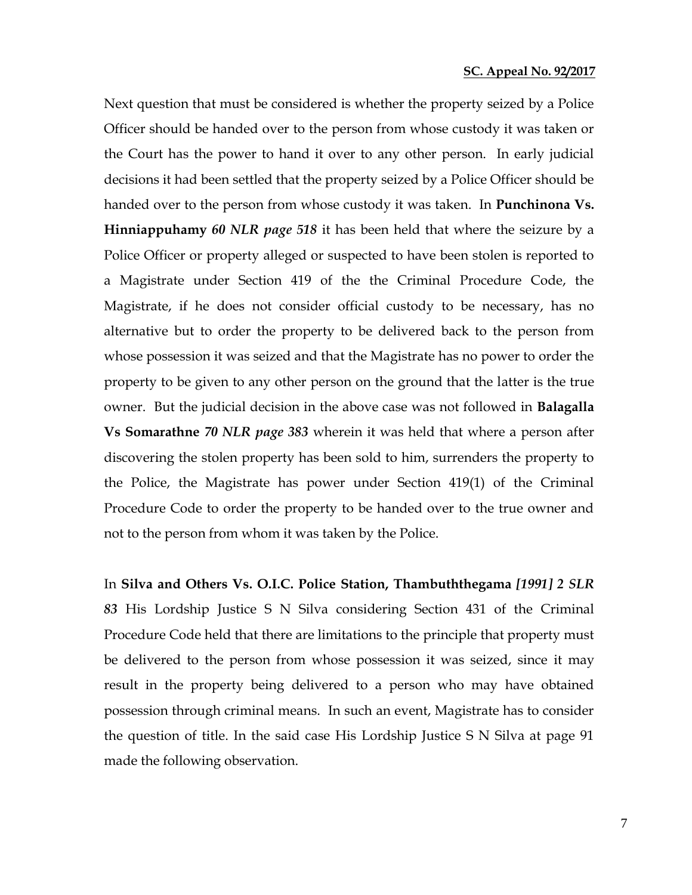Next question that must be considered is whether the property seized by a Police Officer should be handed over to the person from whose custody it was taken or the Court has the power to hand it over to any other person. In early judicial decisions it had been settled that the property seized by a Police Officer should be handed over to the person from whose custody it was taken. In **Punchinona Vs. Hinniappuhamy** ***60 NLR page 518*** it has been held that where the seizure by a Police Officer or property alleged or suspected to have been stolen is reported to a Magistrate under Section 419 of the the Criminal Procedure Code, the Magistrate, if he does not consider official custody to be necessary, has no alternative but to order the property to be delivered back to the person from whose possession it was seized and that the Magistrate has no power to order the property to be given to any other person on the ground that the latter is the true owner. But the judicial decision in the above case was not followed in **Balagalla Vs Somarathne** ***70 NLR page 383*** wherein it was held that where a person after discovering the stolen property has been sold to him, surrenders the property to the Police, the Magistrate has power under Section 419(1) of the Criminal Procedure Code to order the property to be handed over to the true owner and not to the person from whom it was taken by the Police.

In **Silva and Others Vs. O.I.C. Police Station, Thambuththegama** ***[1991] 2 SLR 83*** His Lordship Justice S N Silva considering Section 431 of the Criminal Procedure Code held that there are limitations to the principle that property must be delivered to the person from whose possession it was seized, since it may result in the property being delivered to a person who may have obtained possession through criminal means. In such an event, Magistrate has to consider the question of title. In the said case His Lordship Justice S N Silva at page 91 made the following observation.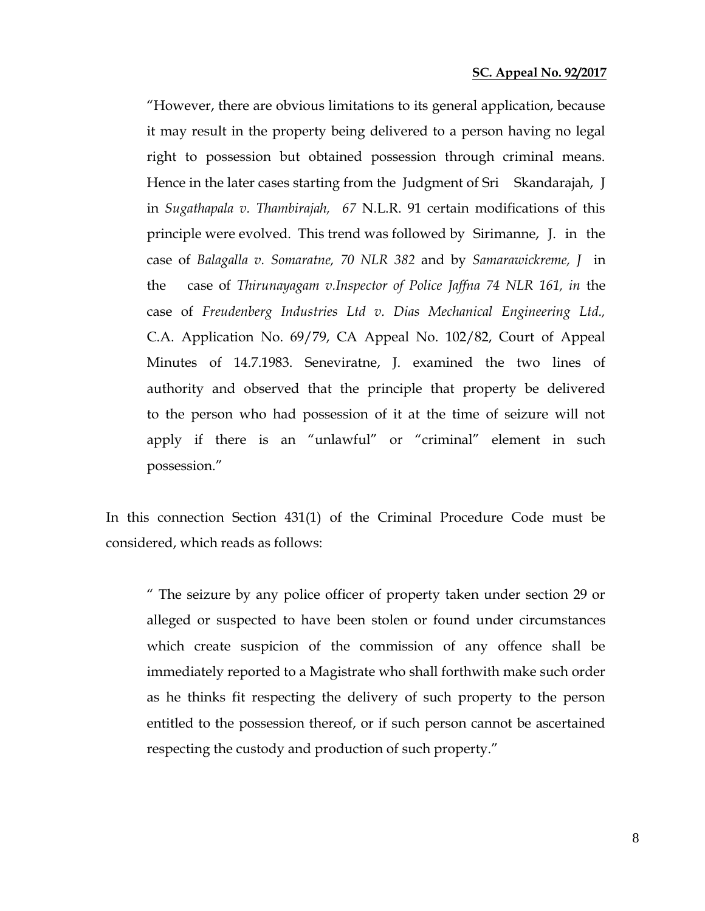> "However, there are obvious limitations to its general application, because it may result in the property being delivered to a person having no legal right to possession but obtained possession through criminal means. Hence in the later cases starting from the Judgment of Sri Skandarajah, J in *Sugathapala v. Thambirajah, 67* N.L.R. 91 certain modifications of this principle were evolved. This trend was followed by Sirimanne, J. in the case of *Balagalla v. Somaratne, 70 NLR 382* and by *Samarawickreme, J* in the case of *Thirunayagam v.Inspector of Police Jaffna 74 NLR 161, in* the case of *Freudenberg Industries Ltd v. Dias Mechanical Engineering Ltd.,* C.A. Application No. 69/79, CA Appeal No. 102/82, Court of Appeal Minutes of 14.7.1983. Seneviratne, J. examined the two lines of authority and observed that the principle that property be delivered to the person who had possession of it at the time of seizure will not apply if there is an "unlawful" or "criminal" element in such possession."

In this connection Section 431(1) of the Criminal Procedure Code must be considered, which reads as follows:

> " The seizure by any police officer of property taken under section 29 or alleged or suspected to have been stolen or found under circumstances which create suspicion of the commission of any offence shall be immediately reported to a Magistrate who shall forthwith make such order as he thinks fit respecting the delivery of such property to the person entitled to the possession thereof, or if such person cannot be ascertained respecting the custody and production of such property."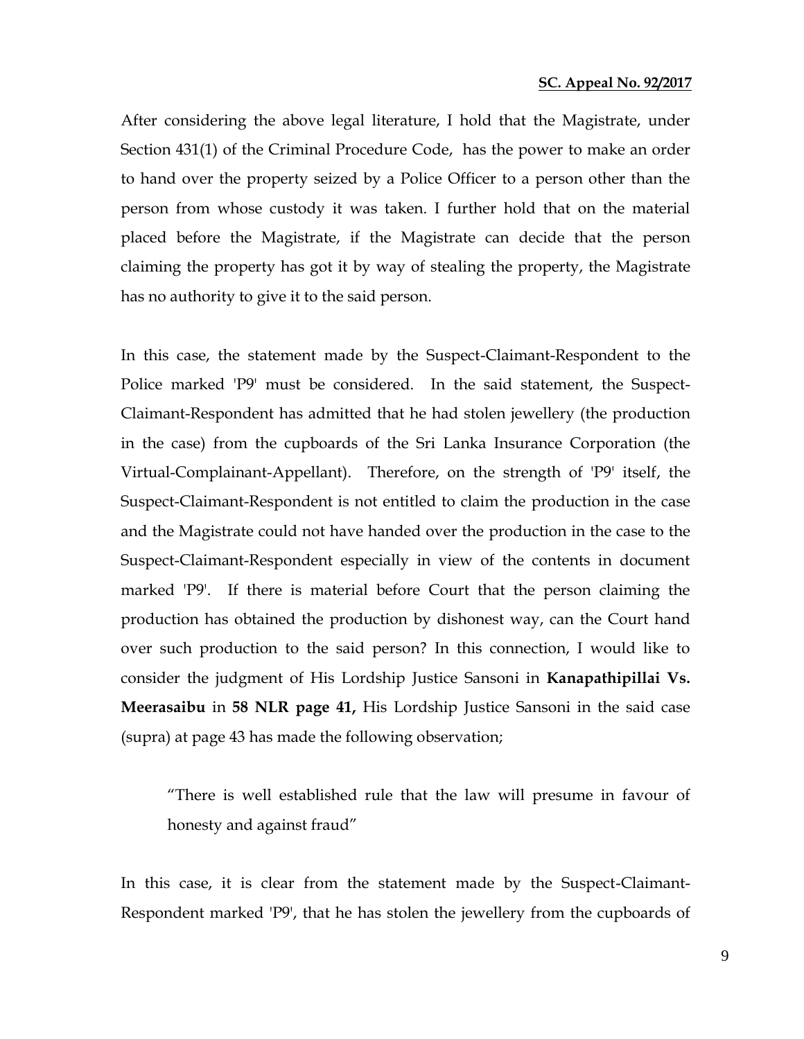After considering the above legal literature, I hold that the Magistrate, under Section 431(1) of the Criminal Procedure Code, has the power to make an order to hand over the property seized by a Police Officer to a person other than the person from whose custody it was taken. I further hold that on the material placed before the Magistrate, if the Magistrate can decide that the person claiming the property has got it by way of stealing the property, the Magistrate has no authority to give it to the said person.

In this case, the statement made by the Suspect-Claimant-Respondent to the Police marked 'P9' must be considered. In the said statement, the Suspect-Claimant-Respondent has admitted that he had stolen jewellery (the production in the case) from the cupboards of the Sri Lanka Insurance Corporation (the Virtual-Complainant-Appellant). Therefore, on the strength of 'P9' itself, the Suspect-Claimant-Respondent is not entitled to claim the production in the case and the Magistrate could not have handed over the production in the case to the Suspect-Claimant-Respondent especially in view of the contents in document marked 'P9'. If there is material before Court that the person claiming the production has obtained the production by dishonest way, can the Court hand over such production to the said person? In this connection, I would like to consider the judgment of His Lordship Justice Sansoni in **Kanapathipillai Vs. Meerasaibu** in **58 NLR page 41,** His Lordship Justice Sansoni in the said case (supra) at page 43 has made the following observation;

> "There is well established rule that the law will presume in favour of honesty and against fraud"

In this case, it is clear from the statement made by the Suspect-Claimant-Respondent marked 'P9', that he has stolen the jewellery from the cupboards of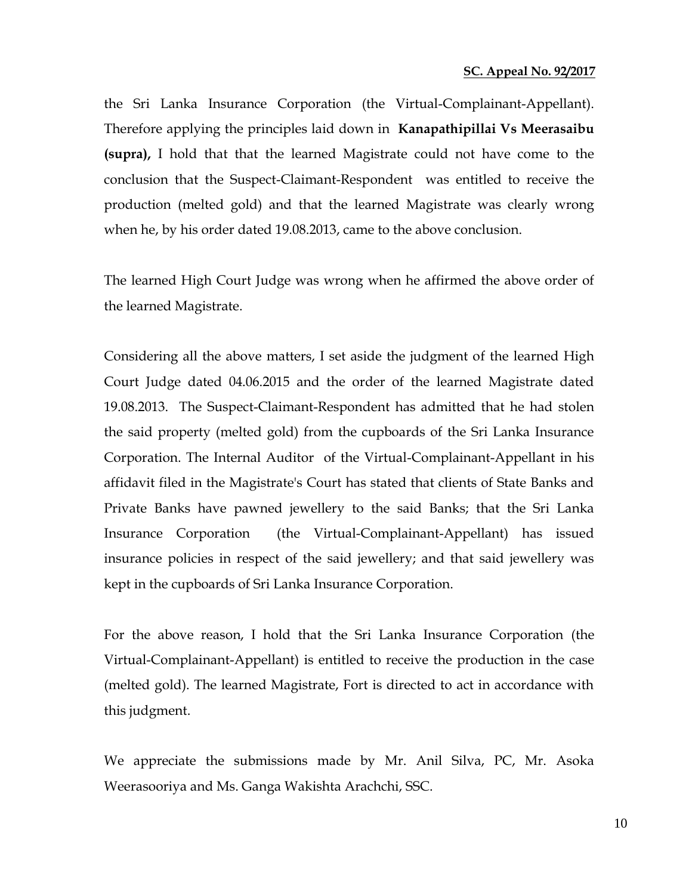the Sri Lanka Insurance Corporation (the Virtual-Complainant-Appellant). Therefore applying the principles laid down in **Kanapathipillai Vs Meerasaibu (supra),** I hold that that the learned Magistrate could not have come to the conclusion that the Suspect-Claimant-Respondent was entitled to receive the production (melted gold) and that the learned Magistrate was clearly wrong when he, by his order dated 19.08.2013, came to the above conclusion.

The learned High Court Judge was wrong when he affirmed the above order of the learned Magistrate.

Considering all the above matters, I set aside the judgment of the learned High Court Judge dated 04.06.2015 and the order of the learned Magistrate dated 19.08.2013. The Suspect-Claimant-Respondent has admitted that he had stolen the said property (melted gold) from the cupboards of the Sri Lanka Insurance Corporation. The Internal Auditor of the Virtual-Complainant-Appellant in his affidavit filed in the Magistrate's Court has stated that clients of State Banks and Private Banks have pawned jewellery to the said Banks; that the Sri Lanka Insurance Corporation (the Virtual-Complainant-Appellant) has issued insurance policies in respect of the said jewellery; and that said jewellery was kept in the cupboards of Sri Lanka Insurance Corporation.

For the above reason, I hold that the Sri Lanka Insurance Corporation (the Virtual-Complainant-Appellant) is entitled to receive the production in the case (melted gold). The learned Magistrate, Fort is directed to act in accordance with this judgment.

We appreciate the submissions made by Mr. Anil Silva, PC, Mr. Asoka Weerasooriya and Ms. Ganga Wakishta Arachchi, SSC.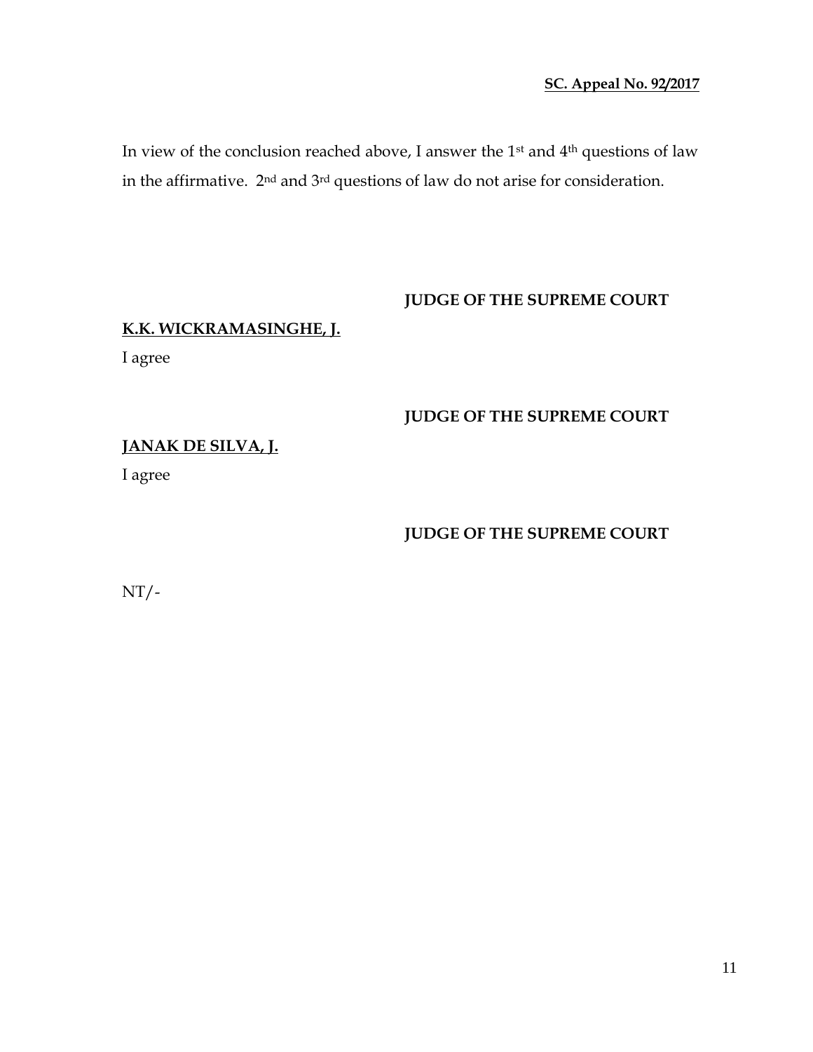In view of the conclusion reached above, I answer the 1st and 4th questions of law in the affirmative. 2nd and 3rd questions of law do not arise for consideration.

**JUDGE OF THE SUPREME COURT**

**K.K. WICKRAMASINGHE, J.**

I agree

**JUDGE OF THE SUPREME COURT**

**JANAK DE SILVA, J.**

I agree

**JUDGE OF THE SUPREME COURT**

NT/-